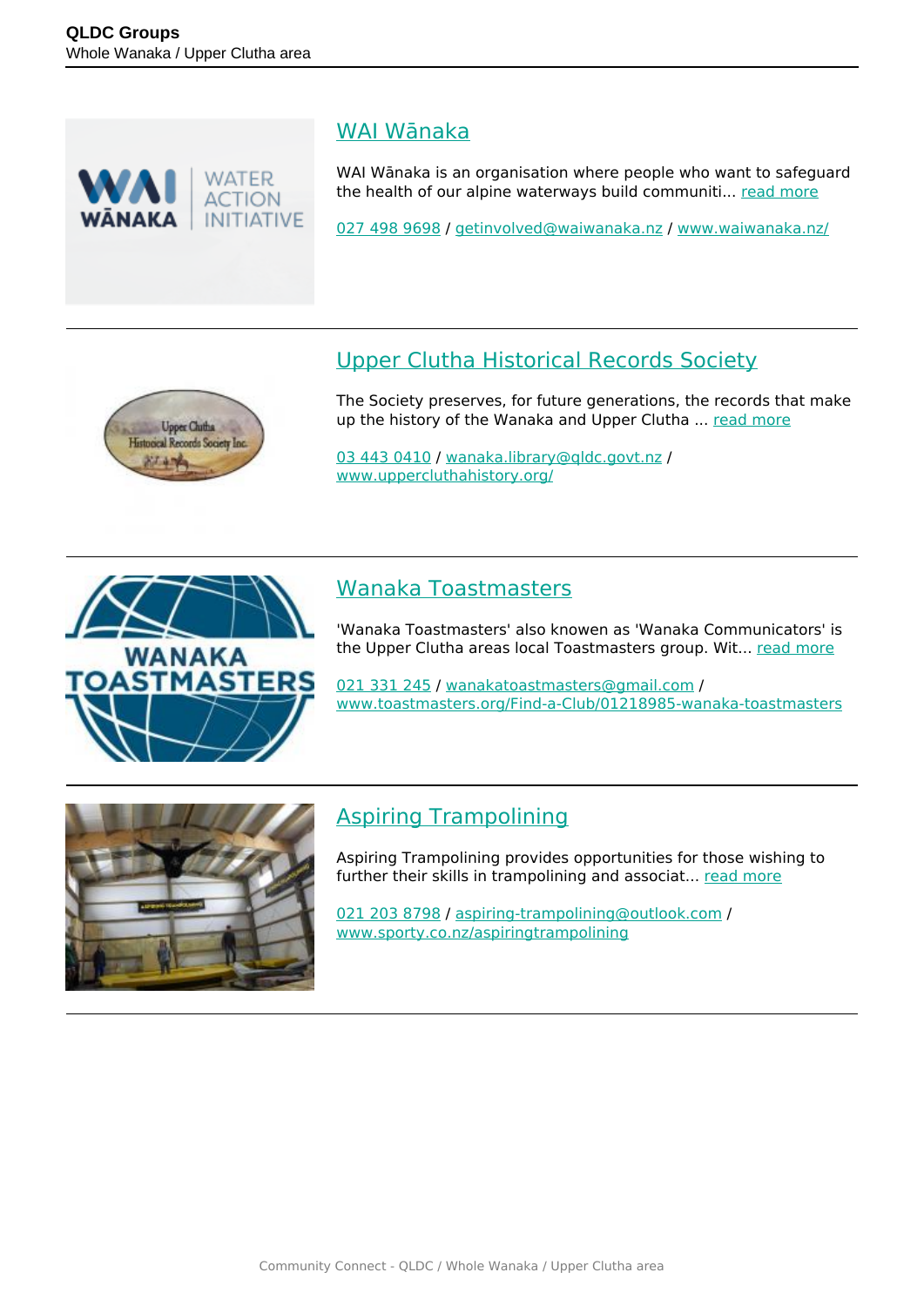## WAI Wānaka

WAI Wānaka is an organisation where people who want to safeguard the health of our alpine waterways build communiti... read more

027 498 9698 / getinvolved@waiwanaka.nz / www.waiwanaka.nz/

---

## Upper Clutha Historical Records Society

The Society preserves, for future generations, the records that make up the history of the Wanaka and Upper Clutha ... read more

03 443 0410 / wanaka.library@qldc.govt.nz / www.uppercluthahistory.org/

---

## Wanaka Toastmasters

'Wanaka Toastmasters' also knowen as 'Wanaka Communicators' is the Upper Clutha areas local Toastmasters group. Wit... read more

021 331 245 / wanakatoastmasters@gmail.com / www.toastmasters.org/Find-a-Club/01218985-wanaka-toastmasters

---

## Aspiring Trampolining

Aspiring Trampolining provides opportunities for those wishing to further their skills in trampolining and associat... read more

021 203 8798 / aspiring-trampolining@outlook.com / www.sporty.co.nz/aspiringtrampolining

---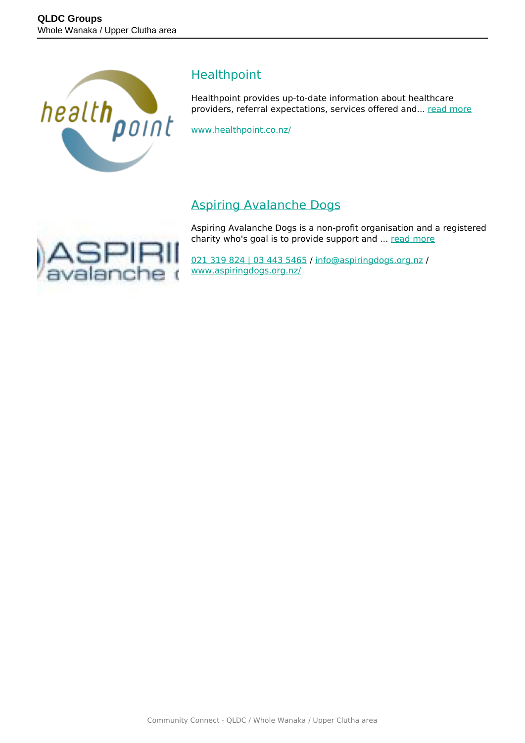## Healthpoint

Healthpoint provides up-to-date information about healthcare providers, referral expectations, services offered and... read more

www.healthpoint.co.nz/

---

## Aspiring Avalanche Dogs

Aspiring Avalanche Dogs is a non-profit organisation and a registered charity who's goal is to provide support and ... read more

021 319 824 | 03 443 5465 / info@aspiringdogs.org.nz / www.aspiringdogs.org.nz/